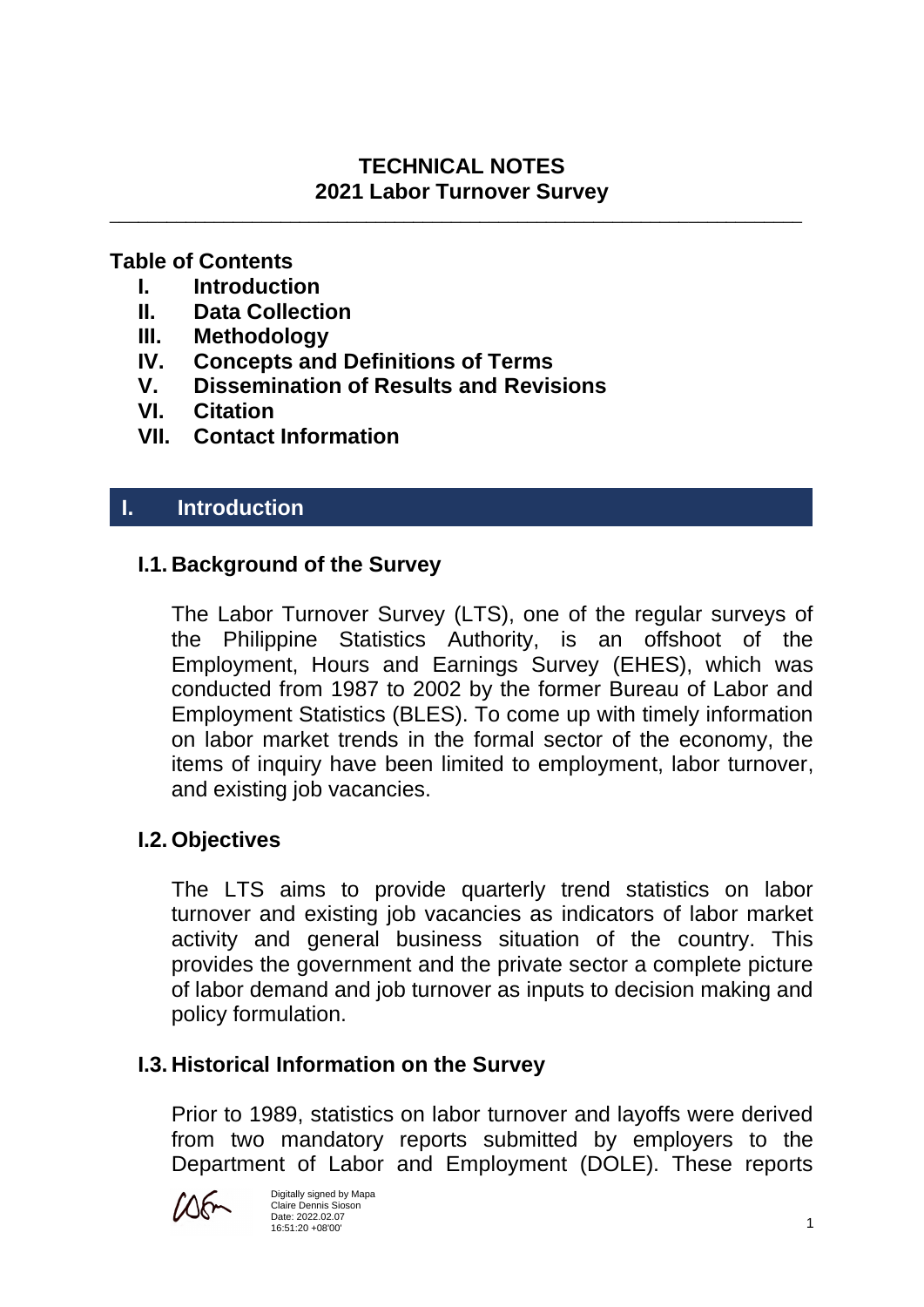# TECHNICAL NOTES
# 2021 Labor Turnover Survey

---

**Table of Contents**

- I. Introduction
- II. Data Collection
- III. Methodology
- IV. Concepts and Definitions of Terms
- V. Dissemination of Results and Revisions
- VI. Citation
- VII. Contact Information

## I. Introduction

### I.1. Background of the Survey

The Labor Turnover Survey (LTS), one of the regular surveys of the Philippine Statistics Authority, is an offshoot of the Employment, Hours and Earnings Survey (EHES), which was conducted from 1987 to 2002 by the former Bureau of Labor and Employment Statistics (BLES). To come up with timely information on labor market trends in the formal sector of the economy, the items of inquiry have been limited to employment, labor turnover, and existing job vacancies.

### I.2. Objectives

The LTS aims to provide quarterly trend statistics on labor turnover and existing job vacancies as indicators of labor market activity and general business situation of the country. This provides the government and the private sector a complete picture of labor demand and job turnover as inputs to decision making and policy formulation.

### I.3. Historical Information on the Survey

Prior to 1989, statistics on labor turnover and layoffs were derived from two mandatory reports submitted by employers to the Department of Labor and Employment (DOLE). These reports

Digitally signed by Mapa Claire Dennis Sioson
Date: 2022.02.07 16:51:20 +08'00'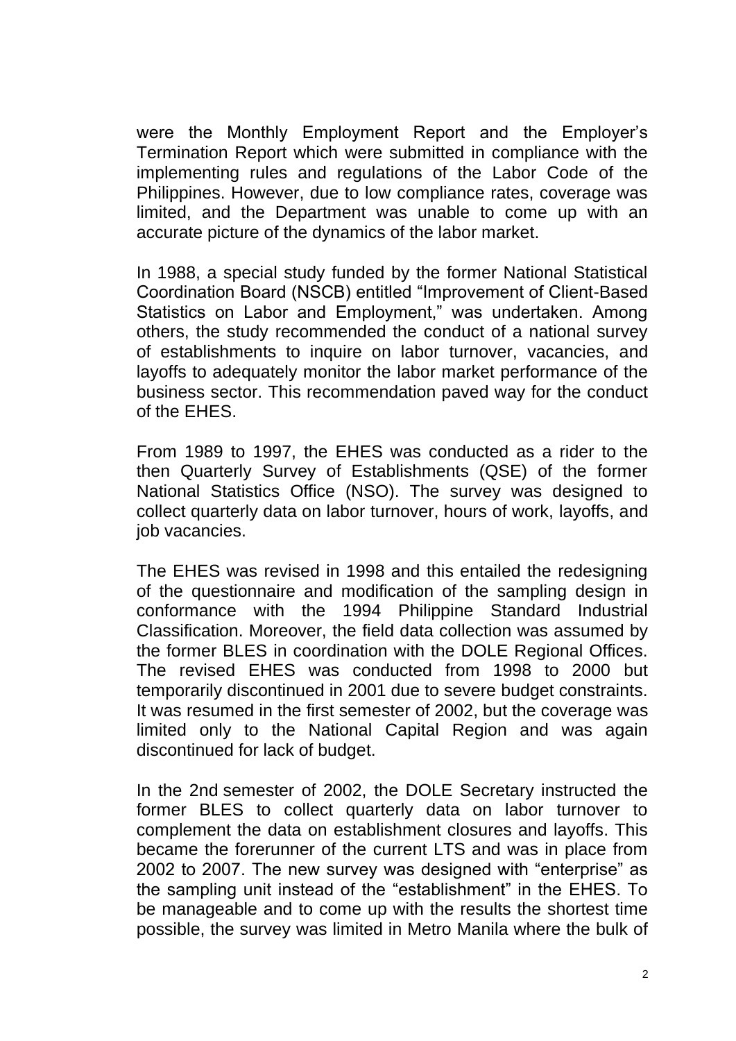were the Monthly Employment Report and the Employer's Termination Report which were submitted in compliance with the implementing rules and regulations of the Labor Code of the Philippines. However, due to low compliance rates, coverage was limited, and the Department was unable to come up with an accurate picture of the dynamics of the labor market.

In 1988, a special study funded by the former National Statistical Coordination Board (NSCB) entitled "Improvement of Client-Based Statistics on Labor and Employment," was undertaken. Among others, the study recommended the conduct of a national survey of establishments to inquire on labor turnover, vacancies, and layoffs to adequately monitor the labor market performance of the business sector. This recommendation paved way for the conduct of the EHES.

From 1989 to 1997, the EHES was conducted as a rider to the then Quarterly Survey of Establishments (QSE) of the former National Statistics Office (NSO). The survey was designed to collect quarterly data on labor turnover, hours of work, layoffs, and job vacancies.

The EHES was revised in 1998 and this entailed the redesigning of the questionnaire and modification of the sampling design in conformance with the 1994 Philippine Standard Industrial Classification. Moreover, the field data collection was assumed by the former BLES in coordination with the DOLE Regional Offices. The revised EHES was conducted from 1998 to 2000 but temporarily discontinued in 2001 due to severe budget constraints. It was resumed in the first semester of 2002, but the coverage was limited only to the National Capital Region and was again discontinued for lack of budget.

In the 2nd semester of 2002, the DOLE Secretary instructed the former BLES to collect quarterly data on labor turnover to complement the data on establishment closures and layoffs. This became the forerunner of the current LTS and was in place from 2002 to 2007. The new survey was designed with "enterprise" as the sampling unit instead of the "establishment" in the EHES. To be manageable and to come up with the results the shortest time possible, the survey was limited in Metro Manila where the bulk of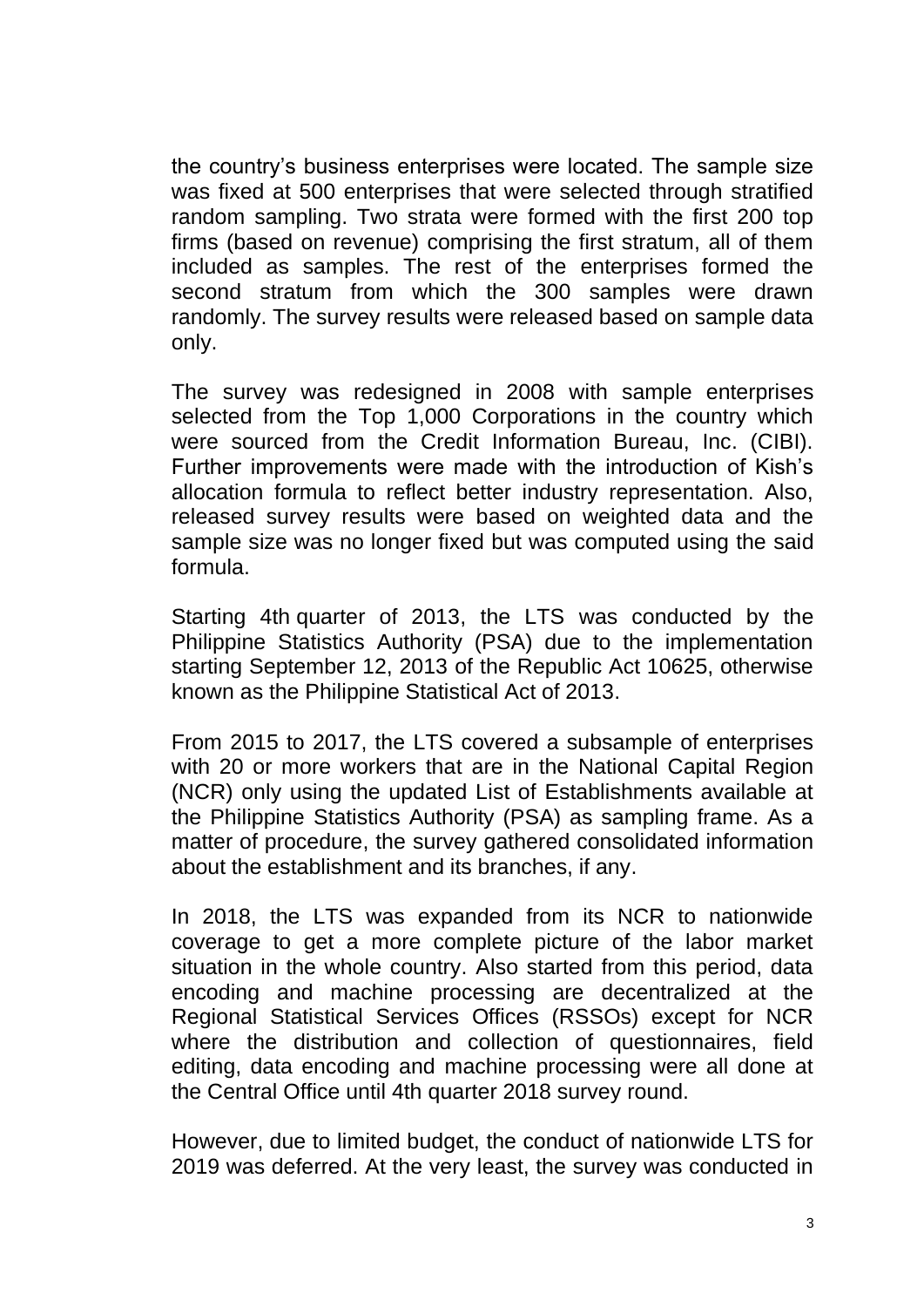the country's business enterprises were located. The sample size was fixed at 500 enterprises that were selected through stratified random sampling. Two strata were formed with the first 200 top firms (based on revenue) comprising the first stratum, all of them included as samples. The rest of the enterprises formed the second stratum from which the 300 samples were drawn randomly. The survey results were released based on sample data only.

The survey was redesigned in 2008 with sample enterprises selected from the Top 1,000 Corporations in the country which were sourced from the Credit Information Bureau, Inc. (CIBI). Further improvements were made with the introduction of Kish's allocation formula to reflect better industry representation. Also, released survey results were based on weighted data and the sample size was no longer fixed but was computed using the said formula.

Starting 4th quarter of 2013, the LTS was conducted by the Philippine Statistics Authority (PSA) due to the implementation starting September 12, 2013 of the Republic Act 10625, otherwise known as the Philippine Statistical Act of 2013.

From 2015 to 2017, the LTS covered a subsample of enterprises with 20 or more workers that are in the National Capital Region (NCR) only using the updated List of Establishments available at the Philippine Statistics Authority (PSA) as sampling frame. As a matter of procedure, the survey gathered consolidated information about the establishment and its branches, if any.

In 2018, the LTS was expanded from its NCR to nationwide coverage to get a more complete picture of the labor market situation in the whole country. Also started from this period, data encoding and machine processing are decentralized at the Regional Statistical Services Offices (RSSOs) except for NCR where the distribution and collection of questionnaires, field editing, data encoding and machine processing were all done at the Central Office until 4th quarter 2018 survey round.

However, due to limited budget, the conduct of nationwide LTS for 2019 was deferred. At the very least, the survey was conducted in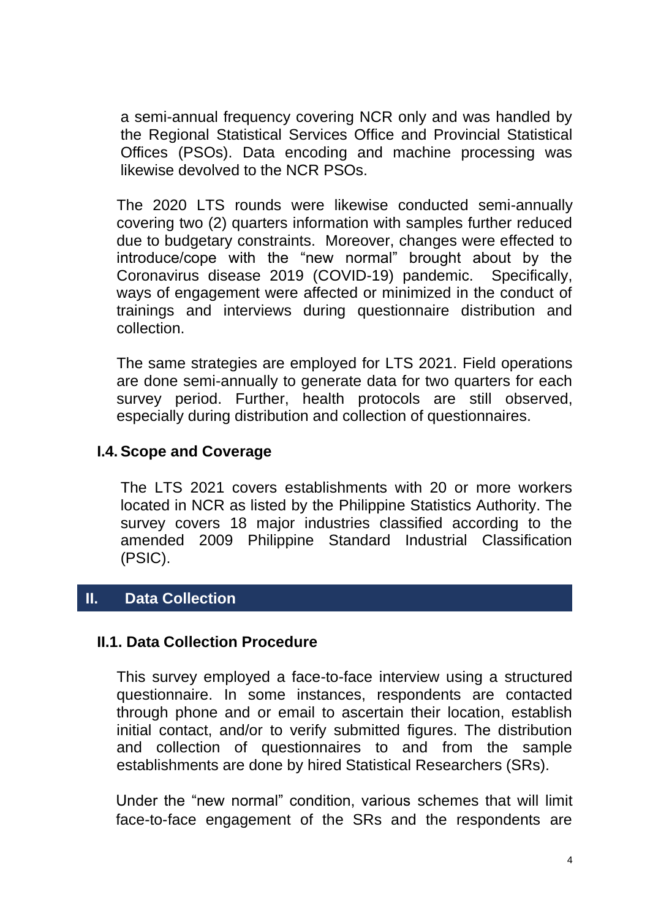a semi-annual frequency covering NCR only and was handled by the Regional Statistical Services Office and Provincial Statistical Offices (PSOs). Data encoding and machine processing was likewise devolved to the NCR PSOs.

The 2020 LTS rounds were likewise conducted semi-annually covering two (2) quarters information with samples further reduced due to budgetary constraints. Moreover, changes were effected to introduce/cope with the "new normal" brought about by the Coronavirus disease 2019 (COVID-19) pandemic. Specifically, ways of engagement were affected or minimized in the conduct of trainings and interviews during questionnaire distribution and collection.

The same strategies are employed for LTS 2021. Field operations are done semi-annually to generate data for two quarters for each survey period. Further, health protocols are still observed, especially during distribution and collection of questionnaires.

### I.4. Scope and Coverage

The LTS 2021 covers establishments with 20 or more workers located in NCR as listed by the Philippine Statistics Authority. The survey covers 18 major industries classified according to the amended 2009 Philippine Standard Industrial Classification (PSIC).

## II. Data Collection

### II.1. Data Collection Procedure

This survey employed a face-to-face interview using a structured questionnaire. In some instances, respondents are contacted through phone and or email to ascertain their location, establish initial contact, and/or to verify submitted figures. The distribution and collection of questionnaires to and from the sample establishments are done by hired Statistical Researchers (SRs).

Under the "new normal" condition, various schemes that will limit face-to-face engagement of the SRs and the respondents are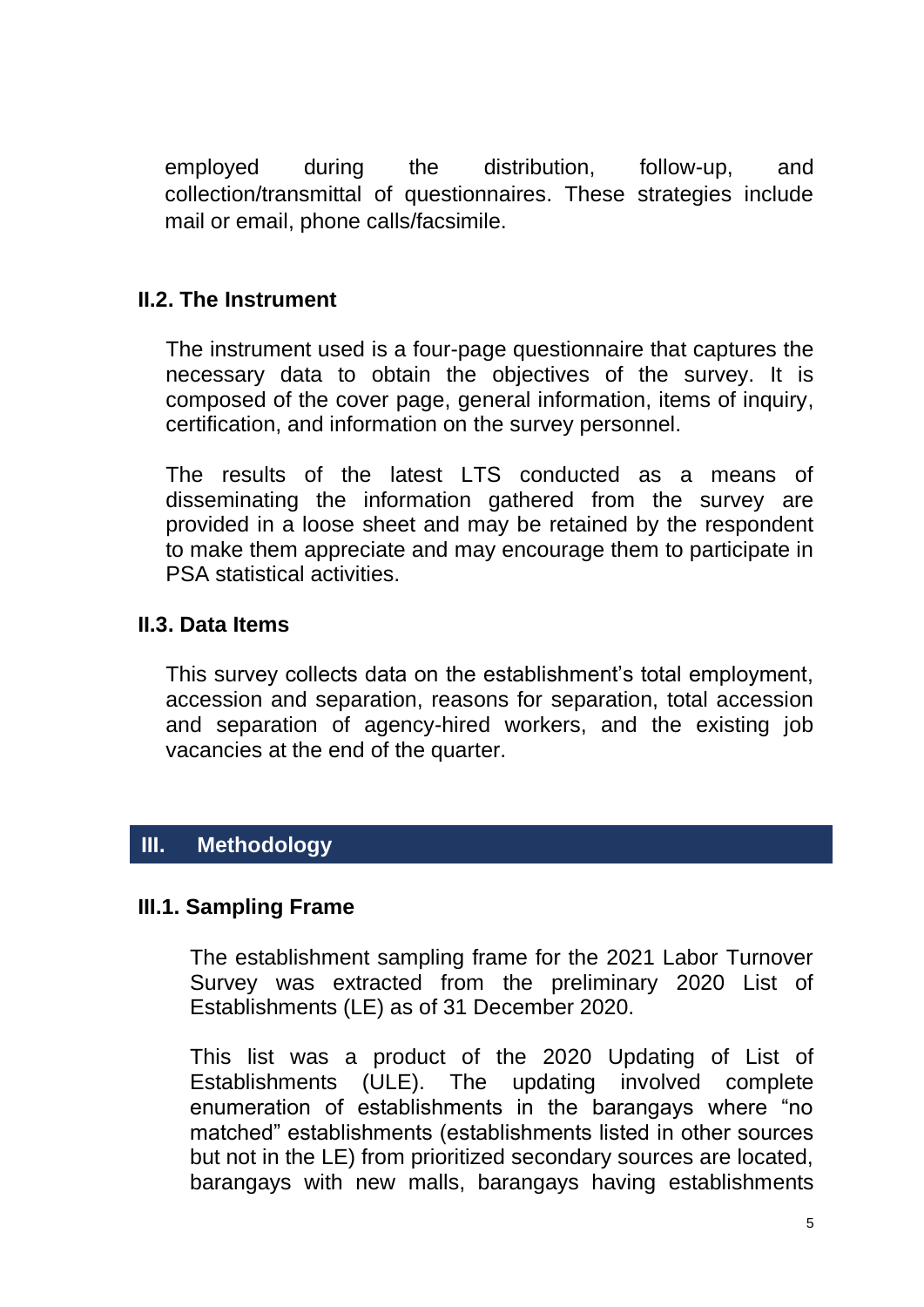employed during the distribution, follow-up, and collection/transmittal of questionnaires. These strategies include mail or email, phone calls/facsimile.

### II.2. The Instrument

The instrument used is a four-page questionnaire that captures the necessary data to obtain the objectives of the survey. It is composed of the cover page, general information, items of inquiry, certification, and information on the survey personnel.

The results of the latest LTS conducted as a means of disseminating the information gathered from the survey are provided in a loose sheet and may be retained by the respondent to make them appreciate and may encourage them to participate in PSA statistical activities.

### II.3. Data Items

This survey collects data on the establishment's total employment, accession and separation, reasons for separation, total accession and separation of agency-hired workers, and the existing job vacancies at the end of the quarter.

## III. Methodology

### III.1. Sampling Frame

The establishment sampling frame for the 2021 Labor Turnover Survey was extracted from the preliminary 2020 List of Establishments (LE) as of 31 December 2020.

This list was a product of the 2020 Updating of List of Establishments (ULE). The updating involved complete enumeration of establishments in the barangays where "no matched" establishments (establishments listed in other sources but not in the LE) from prioritized secondary sources are located, barangays with new malls, barangays having establishments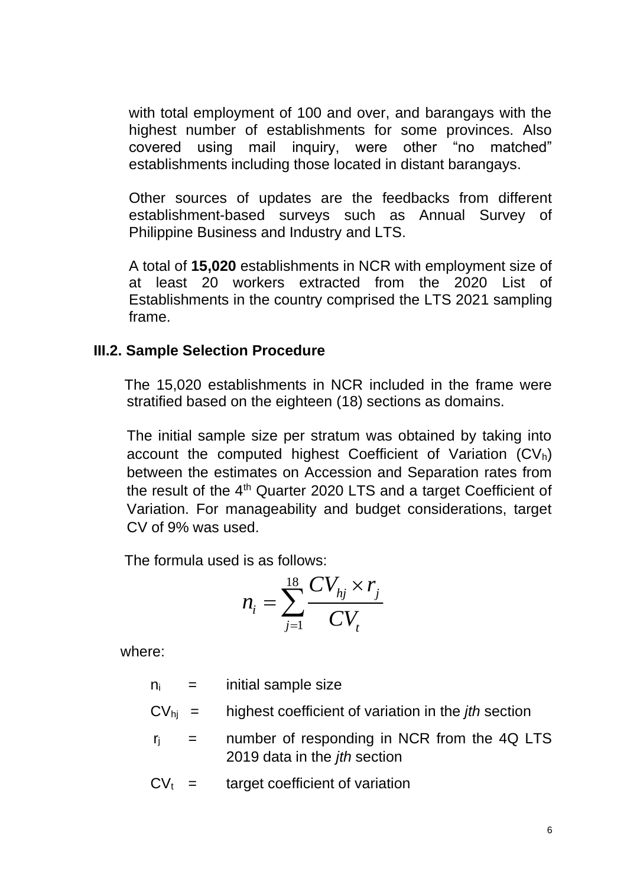with total employment of 100 and over, and barangays with the highest number of establishments for some provinces. Also covered using mail inquiry, were other "no matched" establishments including those located in distant barangays.

Other sources of updates are the feedbacks from different establishment-based surveys such as Annual Survey of Philippine Business and Industry and LTS.

A total of **15,020** establishments in NCR with employment size of at least 20 workers extracted from the 2020 List of Establishments in the country comprised the LTS 2021 sampling frame.

### III.2. Sample Selection Procedure

The 15,020 establishments in NCR included in the frame were stratified based on the eighteen (18) sections as domains.

The initial sample size per stratum was obtained by taking into account the computed highest Coefficient of Variation ($CV_h$) between the estimates on Accession and Separation rates from the result of the 4th Quarter 2020 LTS and a target Coefficient of Variation. For manageability and budget considerations, target CV of 9% was used.

The formula used is as follows:

$$n_i = \sum_{j=1}^{18} \frac{CV_{hj} \times r_j}{CV_t}$$

where:

- $n_i$ = initial sample size
- $CV_{hj}$ = highest coefficient of variation in the *jth* section
- $r_j$ = number of responding in NCR from the 4Q LTS 2019 data in the *jth* section
- $CV_t$ = target coefficient of variation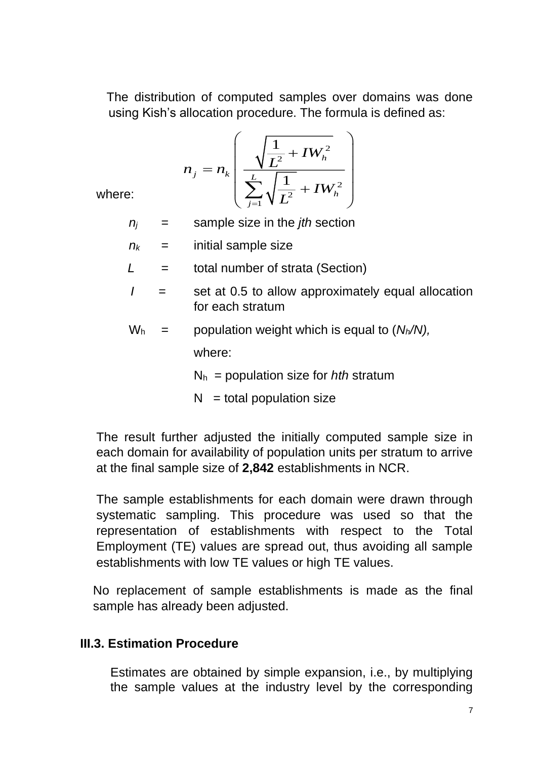The distribution of computed samples over domains was done using Kish's allocation procedure. The formula is defined as:

$$n_j = n_k \left( \frac{\sqrt{\frac{1}{L^2} + IW_h^2}}{\sum_{j=1}^{L} \sqrt{\frac{1}{L^2} + IW_h^2}} \right)$$

where:

- $n_j$ = sample size in the *jth* section
- $n_k$ = initial sample size
- $L$ = total number of strata (Section)
- $I$ = set at 0.5 to allow approximately equal allocation for each stratum
- $W_h$ = population weight which is equal to ($N_h/N$),

  where:

  - $N_h$ = population size for *hth* stratum
  - $N$ = total population size

The result further adjusted the initially computed sample size in each domain for availability of population units per stratum to arrive at the final sample size of **2,842** establishments in NCR.

The sample establishments for each domain were drawn through systematic sampling. This procedure was used so that the representation of establishments with respect to the Total Employment (TE) values are spread out, thus avoiding all sample establishments with low TE values or high TE values.

No replacement of sample establishments is made as the final sample has already been adjusted.

### III.3. Estimation Procedure

Estimates are obtained by simple expansion, i.e., by multiplying the sample values at the industry level by the corresponding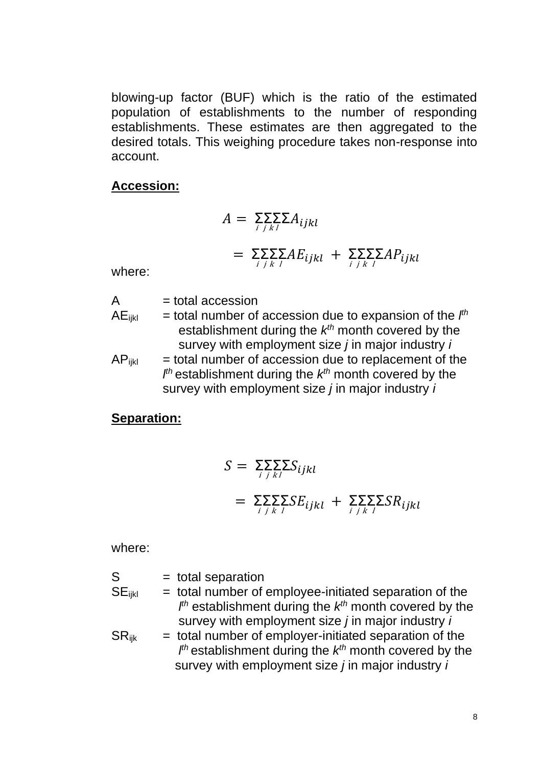blowing-up factor (BUF) which is the ratio of the estimated population of establishments to the number of responding establishments. These estimates are then aggregated to the desired totals. This weighing procedure takes non-response into account.

**Accession:**

$$A = \sum_i \sum_j \sum_k \sum_l A_{ijkl}$$

$$= \sum_i \sum_j \sum_k \sum_l AE_{ijkl} + \sum_i \sum_j \sum_k \sum_l AP_{ijkl}$$

where:

$A$ = total accession

$AE_{ijkl}$ = total number of accession due to expansion of the $l^{th}$ establishment during the $k^{th}$ month covered by the survey with employment size $j$ in major industry $i$

$AP_{ijkl}$ = total number of accession due to replacement of the $l^{th}$ establishment during the $k^{th}$ month covered by the survey with employment size $j$ in major industry $i$

**Separation:**

$$S = \sum_i \sum_j \sum_k \sum_l S_{ijkl}$$

$$= \sum_i \sum_j \sum_k \sum_l SE_{ijkl} + \sum_i \sum_j \sum_k \sum_l SR_{ijkl}$$

where:

$S$ = total separation

$SE_{ijkl}$ = total number of employee-initiated separation of the $l^{th}$ establishment during the $k^{th}$ month covered by the survey with employment size $j$ in major industry $i$

$SR_{ijk}$ = total number of employer-initiated separation of the $l^{th}$ establishment during the $k^{th}$ month covered by the survey with employment size $j$ in major industry $i$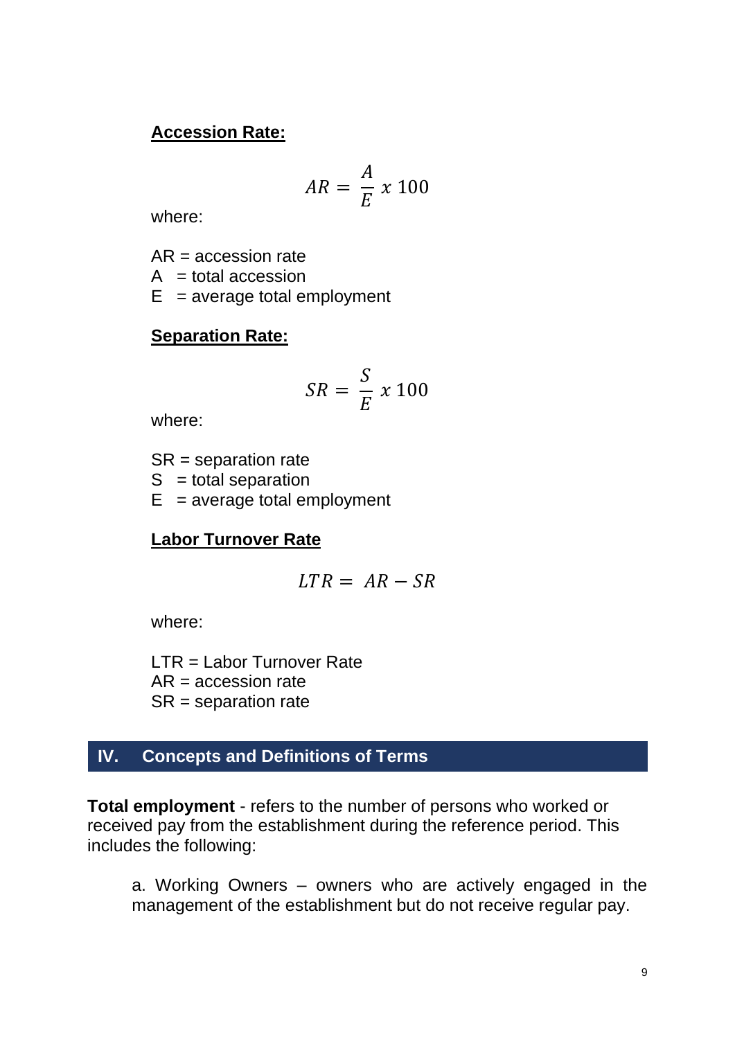**Accession Rate:**

$$AR = \frac{A}{E} \; x \; 100$$

where:

AR = accession rate
A = total accession
E = average total employment

**Separation Rate:**

$$SR = \frac{S}{E} \; x \; 100$$

where:

SR = separation rate
S = total separation
E = average total employment

**Labor Turnover Rate**

$$LTR = AR - SR$$

where:

LTR = Labor Turnover Rate
AR = accession rate
SR = separation rate

## IV. Concepts and Definitions of Terms

**Total employment** - refers to the number of persons who worked or received pay from the establishment during the reference period. This includes the following:

a. Working Owners – owners who are actively engaged in the management of the establishment but do not receive regular pay.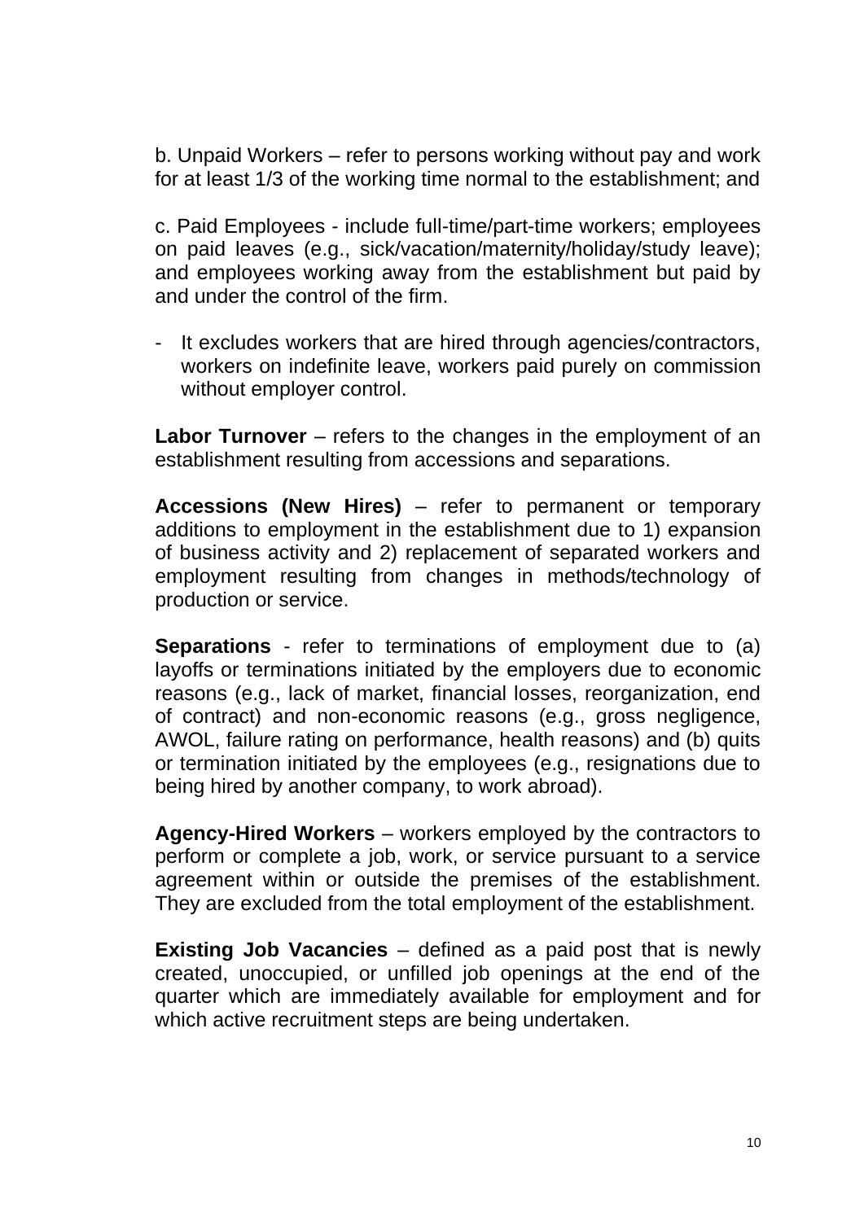b. Unpaid Workers – refer to persons working without pay and work for at least 1/3 of the working time normal to the establishment; and

c. Paid Employees - include full-time/part-time workers; employees on paid leaves (e.g., sick/vacation/maternity/holiday/study leave); and employees working away from the establishment but paid by and under the control of the firm.

- It excludes workers that are hired through agencies/contractors, workers on indefinite leave, workers paid purely on commission without employer control.

**Labor Turnover** – refers to the changes in the employment of an establishment resulting from accessions and separations.

**Accessions (New Hires)** – refer to permanent or temporary additions to employment in the establishment due to 1) expansion of business activity and 2) replacement of separated workers and employment resulting from changes in methods/technology of production or service.

**Separations** - refer to terminations of employment due to (a) layoffs or terminations initiated by the employers due to economic reasons (e.g., lack of market, financial losses, reorganization, end of contract) and non-economic reasons (e.g., gross negligence, AWOL, failure rating on performance, health reasons) and (b) quits or termination initiated by the employees (e.g., resignations due to being hired by another company, to work abroad).

**Agency-Hired Workers** – workers employed by the contractors to perform or complete a job, work, or service pursuant to a service agreement within or outside the premises of the establishment. They are excluded from the total employment of the establishment.

**Existing Job Vacancies** – defined as a paid post that is newly created, unoccupied, or unfilled job openings at the end of the quarter which are immediately available for employment and for which active recruitment steps are being undertaken.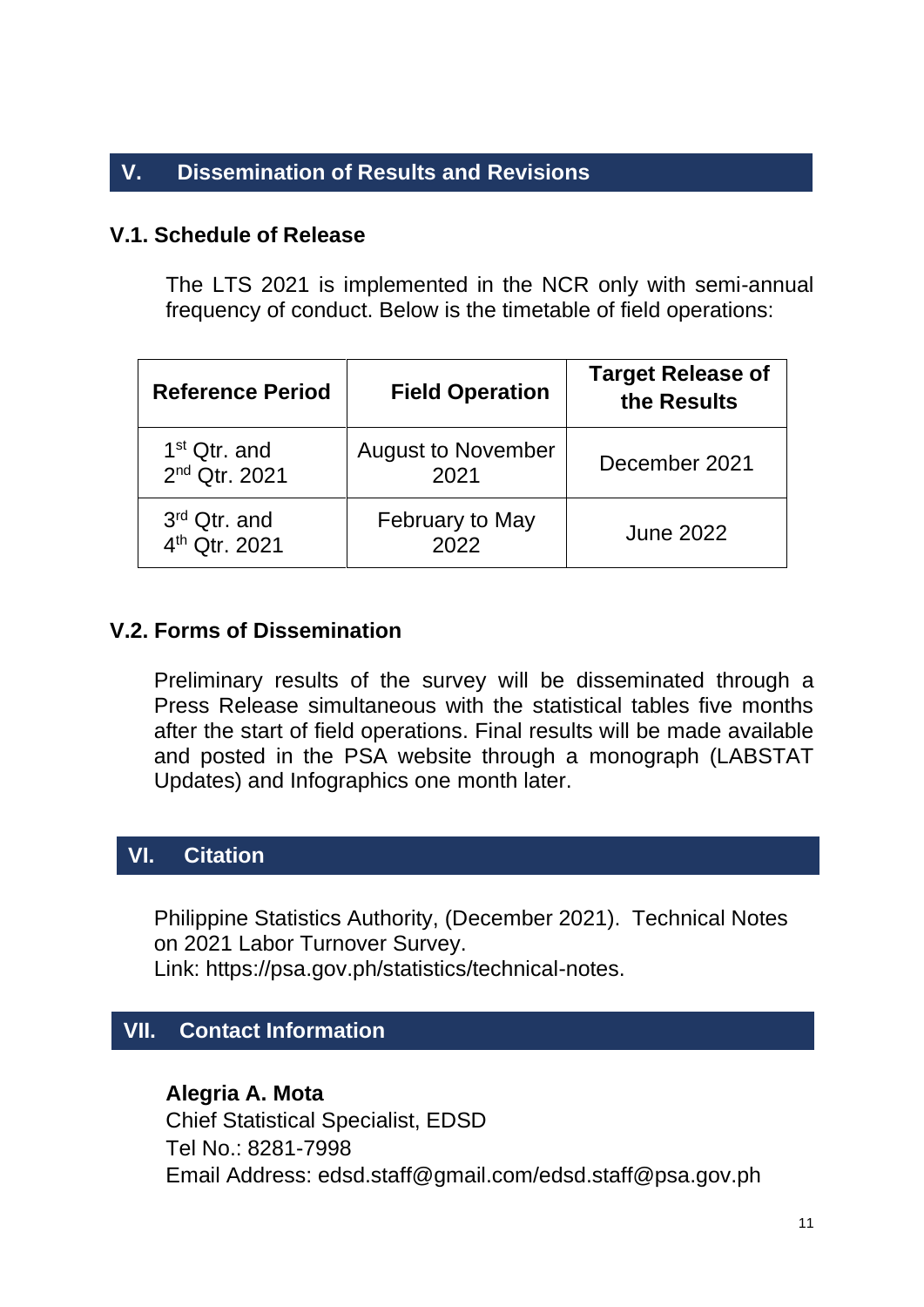## V. Dissemination of Results and Revisions

### V.1. Schedule of Release

The LTS 2021 is implemented in the NCR only with semi-annual frequency of conduct. Below is the timetable of field operations:

| Reference Period | Field Operation | Target Release of the Results |
|---|---|---|
| 1st Qtr. and 2nd Qtr. 2021 | August to November 2021 | December 2021 |
| 3rd Qtr. and 4th Qtr. 2021 | February to May 2022 | June 2022 |

### V.2. Forms of Dissemination

Preliminary results of the survey will be disseminated through a Press Release simultaneous with the statistical tables five months after the start of field operations. Final results will be made available and posted in the PSA website through a monograph (LABSTAT Updates) and Infographics one month later.

## VI. Citation

Philippine Statistics Authority, (December 2021). Technical Notes on 2021 Labor Turnover Survey.
Link: https://psa.gov.ph/statistics/technical-notes.

## VII. Contact Information

**Alegria A. Mota**
Chief Statistical Specialist, EDSD
Tel No.: 8281-7998
Email Address: edsd.staff@gmail.com/edsd.staff@psa.gov.ph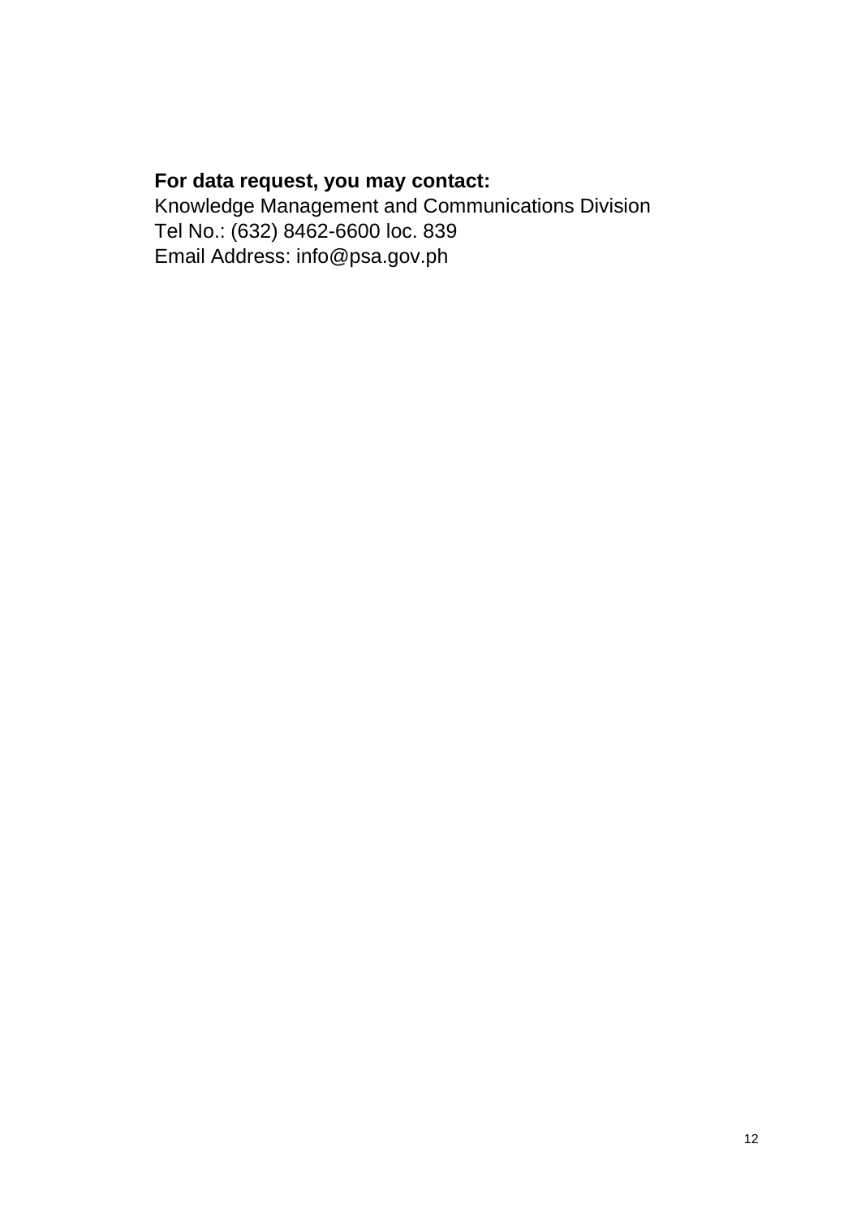**For data request, you may contact:**
Knowledge Management and Communications Division
Tel No.: (632) 8462-6600 loc. 839
Email Address: info@psa.gov.ph